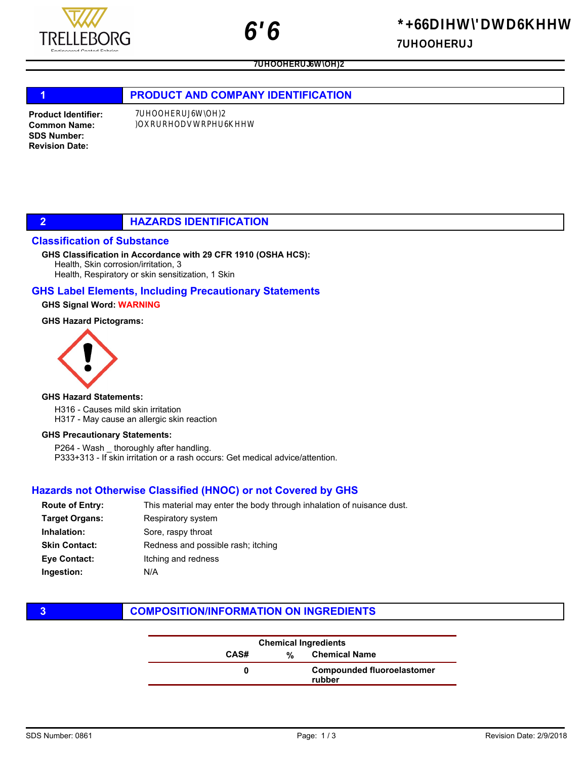## 1 PRODUCT AND COMPANY IDENTIFICATION

**Product Identifier:** 7UHOOHERUJ6W\OH)2
**Common Name:** )OXRURHODVWRPHU6KHHW
**SDS Number:**
**Revision Date:**

## 2 HAZARDS IDENTIFICATION

### Classification of Substance

**GHS Classification in Accordance with 29 CFR 1910 (OSHA HCS):**

Health, Skin corrosion/irritation, 3
Health, Respiratory or skin sensitization, 1 Skin

### GHS Label Elements, Including Precautionary Statements

**GHS Signal Word:** **WARNING**

**GHS Hazard Pictograms:**

**GHS Hazard Statements:**

H316 - Causes mild skin irritation
H317 - May cause an allergic skin reaction

**GHS Precautionary Statements:**

P264 - Wash _ thoroughly after handling.
P333+313 - If skin irritation or a rash occurs: Get medical advice/attention.

### Hazards not Otherwise Classified (HNOC) or not Covered by GHS

**Route of Entry:** This material may enter the body through inhalation of nuisance dust.
**Target Organs:** Respiratory system
**Inhalation:** Sore, raspy throat
**Skin Contact:** Redness and possible rash; itching
**Eye Contact:** Itching and redness
**Ingestion:** N/A

## 3 COMPOSITION/INFORMATION ON INGREDIENTS

| Chemical Ingredients | | |
|---|---|---|
| **CAS#** | **%** | **Chemical Name** |
| 0 | | **Compounded fluoroelastomer rubber** |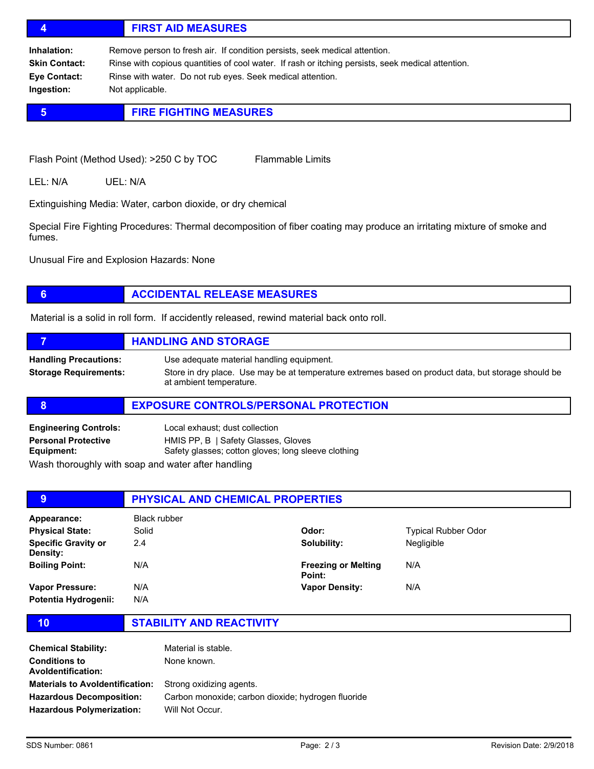## 4 FIRST AID MEASURES

**Inhalation:** Remove person to fresh air. If condition persists, seek medical attention.

**Skin Contact:** Rinse with copious quantities of cool water. If rash or itching persists, seek medical attention.

**Eye Contact:** Rinse with water. Do not rub eyes. Seek medical attention.

**Ingestion:** Not applicable.

## 5 FIRE FIGHTING MEASURES

Flash Point (Method Used): >250 C by TOC Flammable Limits

LEL: N/A UEL: N/A

Extinguishing Media: Water, carbon dioxide, or dry chemical

Special Fire Fighting Procedures: Thermal decomposition of fiber coating may produce an irritating mixture of smoke and fumes.

Unusual Fire and Explosion Hazards: None

## 6 ACCIDENTAL RELEASE MEASURES

Material is a solid in roll form. If accidently released, rewind material back onto roll.

## 7 HANDLING AND STORAGE

**Handling Precautions:** Use adequate material handling equipment.

**Storage Requirements:** Store in dry place. Use may be at temperature extremes based on product data, but storage should be at ambient temperature.

## 8 EXPOSURE CONTROLS/PERSONAL PROTECTION

**Engineering Controls:** Local exhaust; dust collection

**Personal Protective Equipment:** HMIS PP, B | Safety Glasses, Gloves
Safety glasses; cotton gloves; long sleeve clothing

Wash thoroughly with soap and water after handling

## 9 PHYSICAL AND CHEMICAL PROPERTIES

| | | | |
|---|---|---|---|
| **Appearance:** | Black rubber | | |
| **Physical State:** | Solid | **Odor:** | Typical Rubber Odor |
| **Specific Gravity or Density:** | 2.4 | **Solubility:** | Negligible |
| **Boiling Point:** | N/A | **Freezing or Melting Point:** | N/A |
| **Vapor Pressure:** | N/A | **Vapor Density:** | N/A |
| **Potentia Hydrogenii:** | N/A | | |

## 10 STABILITY AND REACTIVITY

**Chemical Stability:** Material is stable.

**Conditions to Avoldentification:** None known.

**Materials to Avoldentification:** Strong oxidizing agents.

**Hazardous Decomposition:** Carbon monoxide; carbon dioxide; hydrogen fluoride

**Hazardous Polymerization:** Will Not Occur.

SDS Number: 0861 Revision Date: 2/9/2018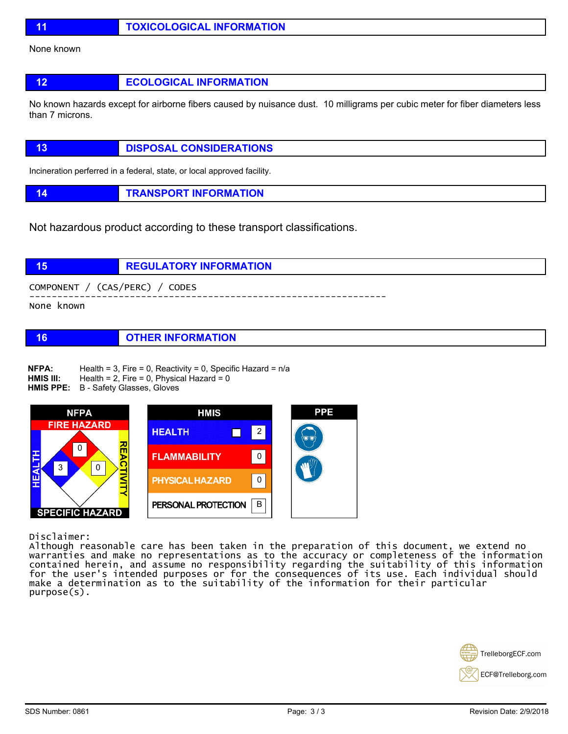## 11 TOXICOLOGICAL INFORMATION

None known

## 12 ECOLOGICAL INFORMATION

No known hazards except for airborne fibers caused by nuisance dust. 10 milligrams per cubic meter for fiber diameters less than 7 microns.

## 13 DISPOSAL CONSIDERATIONS

Incineration perferred in a federal, state, or local approved facility.

## 14 TRANSPORT INFORMATION

Not hazardous product according to these transport classifications.

## 15 REGULATORY INFORMATION

```
COMPONENT / (CAS/PERC) / CODES
----------------------------------------------------------------
None known
```

## 16 OTHER INFORMATION

**NFPA:** Health = 3, Fire = 0, Reactivity = 0, Specific Hazard = n/a
**HMIS III:** Health = 2, Fire = 0, Physical Hazard = 0
**HMIS PPE:** B - Safety Glasses, Gloves

NFPA
FIRE HAZARD 0
HEALTH 3
REACTIVITY 0
SPECIFIC HAZARD

| HMIS | |
|---|---|
| HEALTH | 2 |
| FLAMMABILITY | 0 |
| PHYSICAL HAZARD | 0 |
| PERSONAL PROTECTION | B |

PPE

Disclaimer:
Although reasonable care has been taken in the preparation of this document, we extend no warranties and make no representations as to the accuracy or completeness of the information contained herein, and assume no responsibility regarding the suitability of this information for the user's intended purposes or for the consequences of its use. Each individual should make a determination as to the suitability of the information for their particular purpose(s).

TrelleborgECF.com
ECF@Trelleborg.com

SDS Number: 0861 Revision Date: 2/9/2018